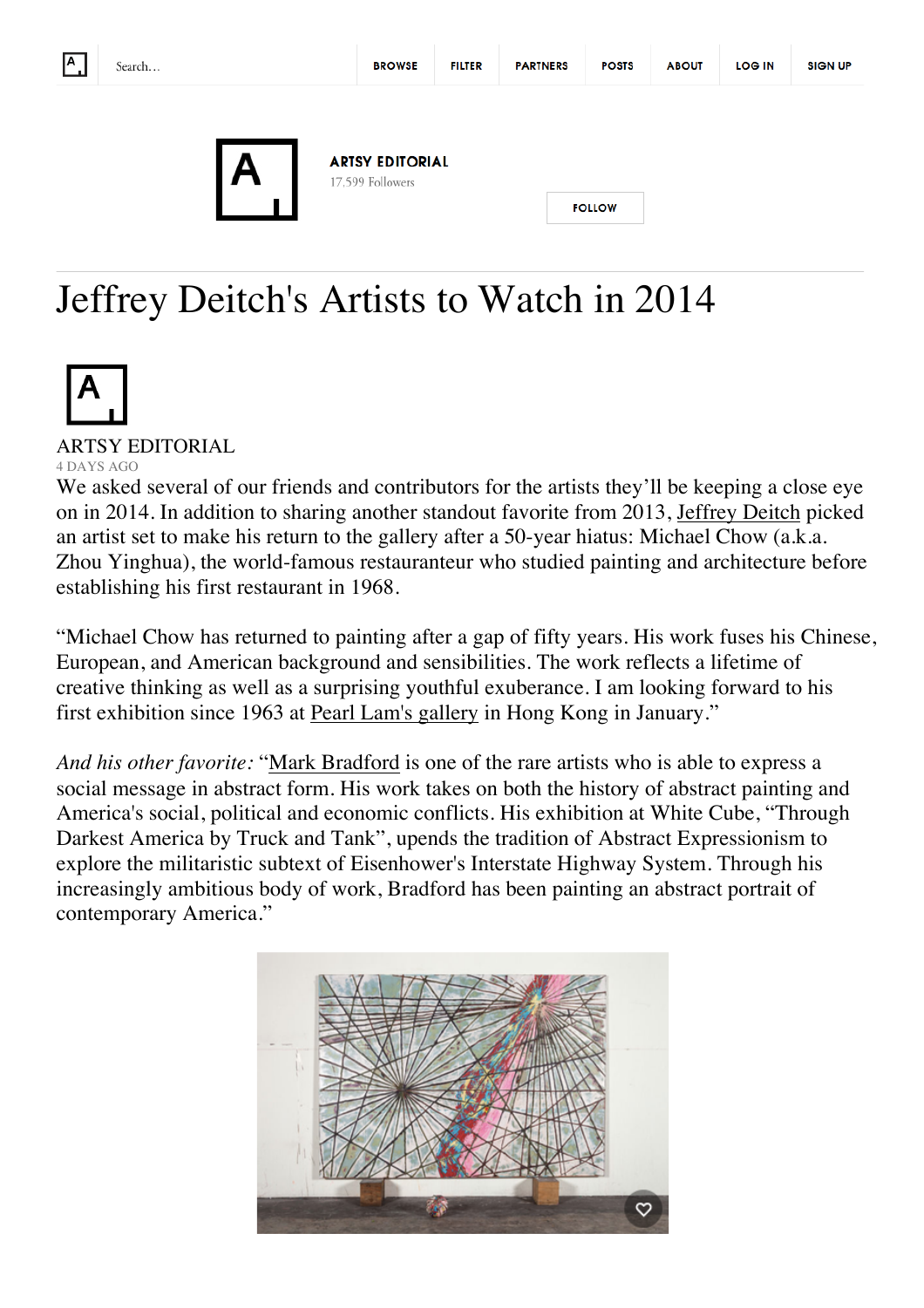ARTSY EDITORIAL
17,599 Followers

FOLLOW

# Jeffrey Deitch's Artists to Watch in 2014

ARTSY EDITORIAL
4 DAYS AGO

We asked several of our friends and contributors for the artists they'll be keeping a close eye on in 2014. In addition to sharing another standout favorite from 2013, Jeffrey Deitch picked an artist set to make his return to the gallery after a 50-year hiatus: Michael Chow (a.k.a. Zhou Yinghua), the world-famous restauranteur who studied painting and architecture before establishing his first restaurant in 1968.

"Michael Chow has returned to painting after a gap of fifty years. His work fuses his Chinese, European, and American background and sensibilities. The work reflects a lifetime of creative thinking as well as a surprising youthful exuberance. I am looking forward to his first exhibition since 1963 at Pearl Lam's gallery in Hong Kong in January."

*And his other favorite:* "Mark Bradford is one of the rare artists who is able to express a social message in abstract form. His work takes on both the history of abstract painting and America's social, political and economic conflicts. His exhibition at White Cube, "Through Darkest America by Truck and Tank", upends the tradition of Abstract Expressionism to explore the militaristic subtext of Eisenhower's Interstate Highway System. Through his increasingly ambitious body of work, Bradford has been painting an abstract portrait of contemporary America."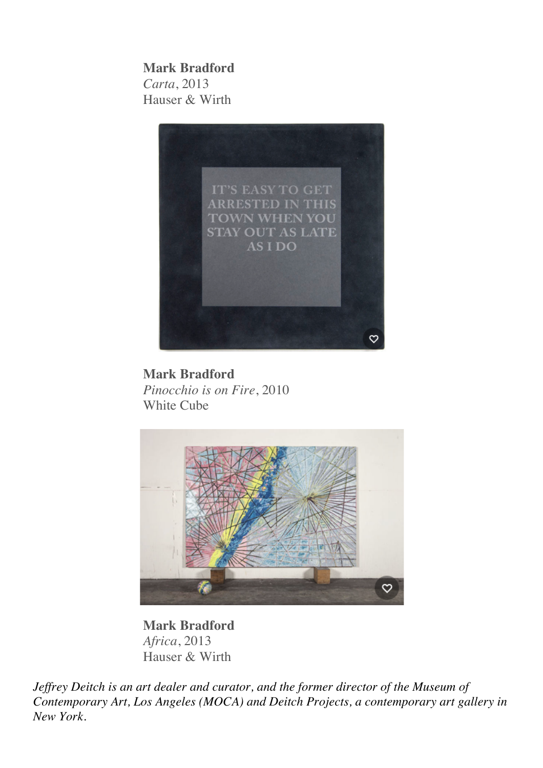**Mark Bradford**
*Carta*, 2013
Hauser & Wirth

**Mark Bradford**
*Pinocchio is on Fire*, 2010
White Cube

**Mark Bradford**
*Africa*, 2013
Hauser & Wirth

*Jeffrey Deitch is an art dealer and curator, and the former director of the Museum of Contemporary Art, Los Angeles (MOCA) and Deitch Projects, a contemporary art gallery in New York.*